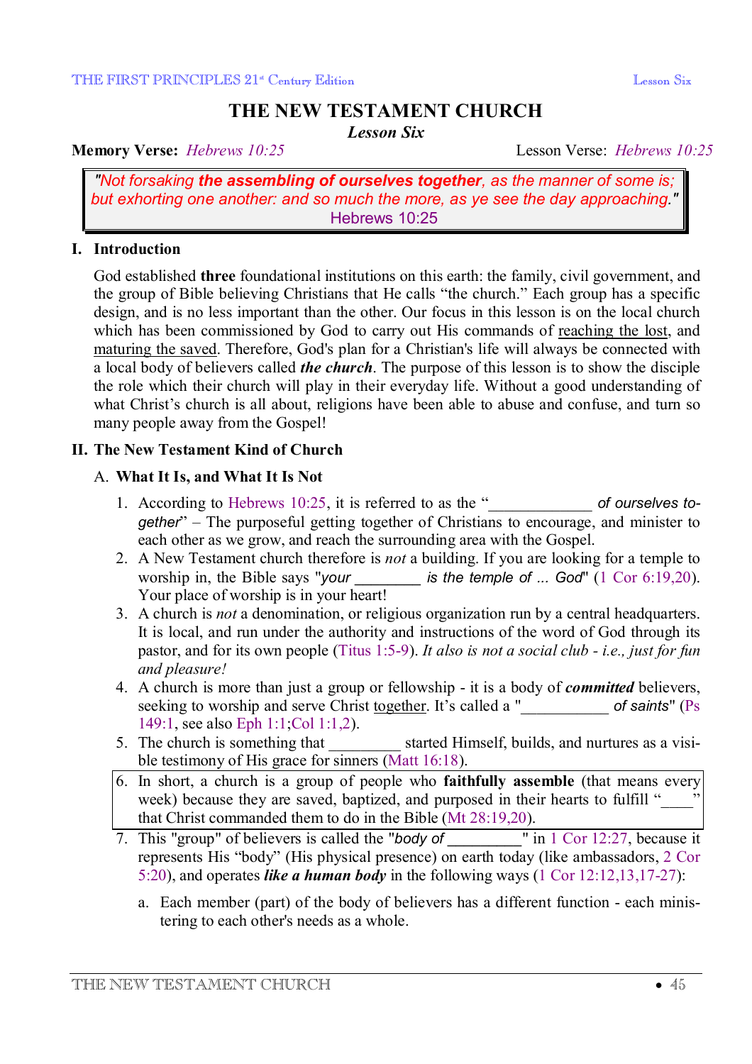# THE NEW TESTAMENT CHURCH

***Lesson Six***

**Memory Verse:** *Hebrews 10:25* Lesson Verse: *Hebrews 10:25*

> *"Not forsaking **the assembling of ourselves together**, as the manner of some is; but exhorting one another: and so much the more, as ye see the day approaching."*
> Hebrews 10:25

## I. Introduction

God established **three** foundational institutions on this earth: the family, civil government, and the group of Bible believing Christians that He calls "the church." Each group has a specific design, and is no less important than the other. Our focus in this lesson is on the local church which has been commissioned by God to carry out His commands of reaching the lost, and maturing the saved. Therefore, God's plan for a Christian's life will always be connected with a local body of believers called ***the church***. The purpose of this lesson is to show the disciple the role which their church will play in their everyday life. Without a good understanding of what Christ's church is all about, religions have been able to abuse and confuse, and turn so many people away from the Gospel!

## II. The New Testament Kind of Church

### A. What It Is, and What It Is Not

1. According to Hebrews 10:25, it is referred to as the "_____________ *of ourselves together*" – The purposeful getting together of Christians to encourage, and minister to each other as we grow, and reach the surrounding area with the Gospel.
2. A New Testament church therefore is *not* a building. If you are looking for a temple to worship in, the Bible says "*your ________ is the temple of ... God*" (1 Cor 6:19,20). Your place of worship is in your heart!
3. A church is *not* a denomination, or religious organization run by a central headquarters. It is local, and run under the authority and instructions of the word of God through its pastor, and for its own people (Titus 1:5-9). *It also is not a social club - i.e., just for fun and pleasure!*
4. A church is more than just a group or fellowship - it is a body of ***committed*** believers, seeking to worship and serve Christ together. It's called a "___________ *of saints*" (Ps 149:1, see also Eph 1:1;Col 1:1,2).
5. The church is something that _________ started Himself, builds, and nurtures as a visible testimony of His grace for sinners (Matt 16:18).
6. In short, a church is a group of people who **faithfully assemble** (that means every week) because they are saved, baptized, and purposed in their hearts to fulfill "____" that Christ commanded them to do in the Bible (Mt 28:19,20).
7. This "group" of believers is called the "*body of __________*" in 1 Cor 12:27, because it represents His "body" (His physical presence) on earth today (like ambassadors, 2 Cor 5:20), and operates ***like a human body*** in the following ways (1 Cor 12:12,13,17-27):
   a. Each member (part) of the body of believers has a different function - each ministering to each other's needs as a whole.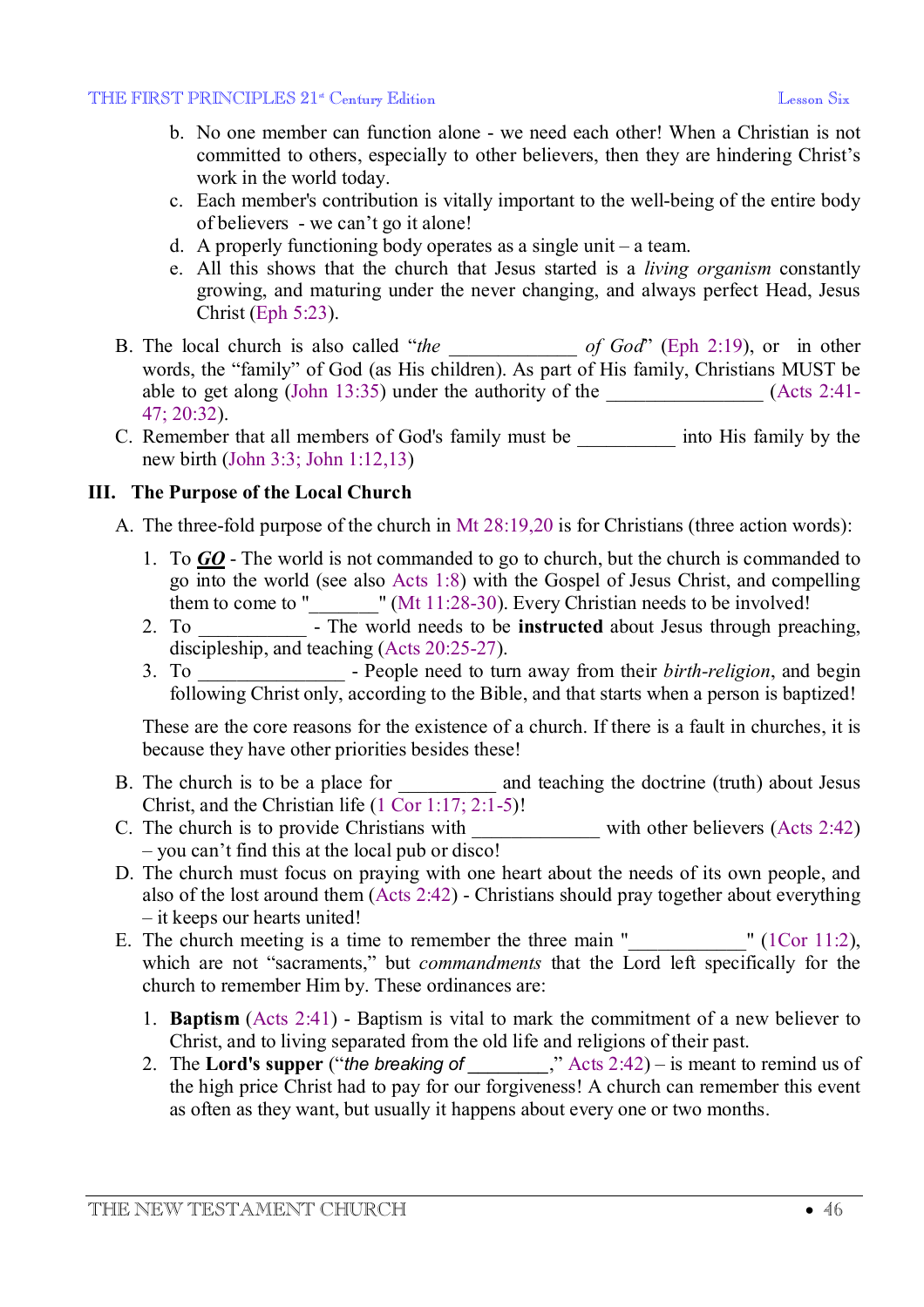b. No one member can function alone - we need each other! When a Christian is not committed to others, especially to other believers, then they are hindering Christ's work in the world today.

c. Each member's contribution is vitally important to the well-being of the entire body of believers - we can't go it alone!

d. A properly functioning body operates as a single unit – a team.

e. All this shows that the church that Jesus started is a *living organism* constantly growing, and maturing under the never changing, and always perfect Head, Jesus Christ (Eph 5:23).

B. The local church is also called "*the* ____________ *of God*" (Eph 2:19), or in other words, the "family" of God (as His children). As part of His family, Christians MUST be able to get along (John 13:35) under the authority of the _______________ (Acts 2:41-47; 20:32).

C. Remember that all members of God's family must be __________ into His family by the new birth (John 3:3; John 1:12,13)

## III. The Purpose of the Local Church

A. The three-fold purpose of the church in Mt 28:19,20 is for Christians (three action words):

1. To ***GO*** - The world is not commanded to go to church, but the church is commanded to go into the world (see also Acts 1:8) with the Gospel of Jesus Christ, and compelling them to come to "_______" (Mt 11:28-30). Every Christian needs to be involved!
2. To __________ - The world needs to be **instructed** about Jesus through preaching, discipleship, and teaching (Acts 20:25-27).
3. To ______________ - People need to turn away from their *birth-religion*, and begin following Christ only, according to the Bible, and that starts when a person is baptized!

These are the core reasons for the existence of a church. If there is a fault in churches, it is because they have other priorities besides these!

B. The church is to be a place for __________ and teaching the doctrine (truth) about Jesus Christ, and the Christian life (1 Cor 1:17; 2:1-5)!

C. The church is to provide Christians with _____________ with other believers (Acts 2:42) – you can't find this at the local pub or disco!

D. The church must focus on praying with one heart about the needs of its own people, and also of the lost around them (Acts 2:42) - Christians should pray together about everything – it keeps our hearts united!

E. The church meeting is a time to remember the three main "___________" (1Cor 11:2), which are not "sacraments," but *commandments* that the Lord left specifically for the church to remember Him by. These ordinances are:

1. **Baptism** (Acts 2:41) - Baptism is vital to mark the commitment of a new believer to Christ, and to living separated from the old life and religions of their past.
2. The **Lord's supper** ("*the breaking of* ________," Acts 2:42) – is meant to remind us of the high price Christ had to pay for our forgiveness! A church can remember this event as often as they want, but usually it happens about every one or two months.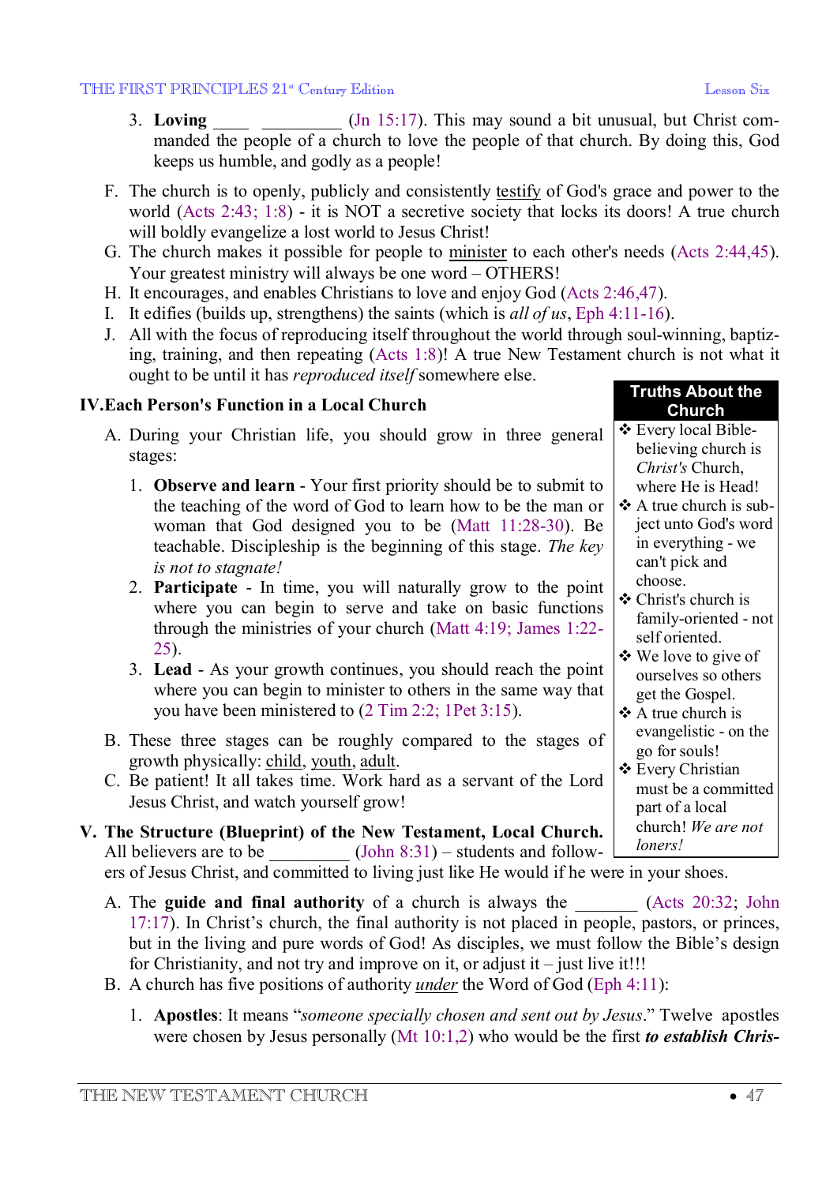3. **Loving** ____ _________ (Jn 15:17). This may sound a bit unusual, but Christ commanded the people of a church to love the people of that church. By doing this, God keeps us humble, and godly as a people!

F. The church is to openly, publicly and consistently testify of God's grace and power to the world (Acts 2:43; 1:8) - it is NOT a secretive society that locks its doors! A true church will boldly evangelize a lost world to Jesus Christ!
G. The church makes it possible for people to minister to each other's needs (Acts 2:44,45). Your greatest ministry will always be one word – OTHERS!
H. It encourages, and enables Christians to love and enjoy God (Acts 2:46,47).
I. It edifies (builds up, strengthens) the saints (which is *all of us*, Eph 4:11-16).
J. All with the focus of reproducing itself throughout the world through soul-winning, baptizing, training, and then repeating (Acts 1:8)! A true New Testament church is not what it ought to be until it has *reproduced itself* somewhere else.

## IV. Each Person's Function in a Local Church

A. During your Christian life, you should grow in three general stages:

1. **Observe and learn** - Your first priority should be to submit to the teaching of the word of God to learn how to be the man or woman that God designed you to be (Matt 11:28-30). Be teachable. Discipleship is the beginning of this stage. *The key is not to stagnate!*
2. **Participate** - In time, you will naturally grow to the point where you can begin to serve and take on basic functions through the ministries of your church (Matt 4:19; James 1:22-25).
3. **Lead** - As your growth continues, you should reach the point where you can begin to minister to others in the same way that you have been ministered to (2 Tim 2:2; 1Pet 3:15).

B. These three stages can be roughly compared to the stages of growth physically: child, youth, adult.
C. Be patient! It all takes time. Work hard as a servant of the Lord Jesus Christ, and watch yourself grow!

**Truths About the Church**

- Every local Bible-believing church is *Christ's* Church, where He is Head!
- A true church is subject unto God's word in everything - we can't pick and choose.
- Christ's church is family-oriented - not self oriented.
- We love to give of ourselves so others get the Gospel.
- A true church is evangelistic - on the go for souls!
- Every Christian must be a committed part of a local church! *We are not loners!*

## V. The Structure (Blueprint) of the New Testament, Local Church.

All believers are to be _________ (John 8:31) – students and followers of Jesus Christ, and committed to living just like He would if he were in your shoes.

A. The **guide and final authority** of a church is always the _______ (Acts 20:32; John 17:17). In Christ's church, the final authority is not placed in people, pastors, or princes, but in the living and pure words of God! As disciples, we must follow the Bible's design for Christianity, and not try and improve on it, or adjust it – just live it!!!
B. A church has five positions of authority *under* the Word of God (Eph 4:11):

1. **Apostles**: It means "*someone specially chosen and sent out by Jesus*." Twelve apostles were chosen by Jesus personally (Mt 10:1,2) who would be the first ***to establish Chris-***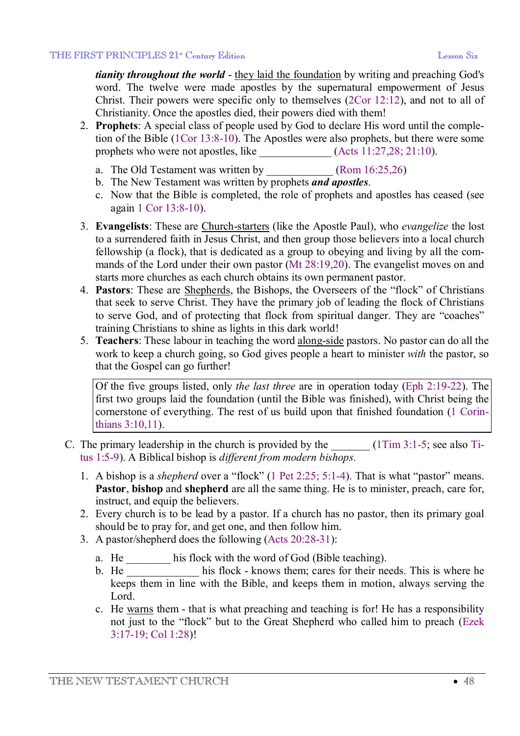***tianity throughout the world*** - they laid the foundation by writing and preaching God's word. The twelve were made apostles by the supernatural empowerment of Jesus Christ. Their powers were specific only to themselves (2Cor 12:12), and not to all of Christianity. Once the apostles died, their powers died with them!

2. **Prophets**: A special class of people used by God to declare His word until the completion of the Bible (1Cor 13:8-10). The Apostles were also prophets, but there were some prophets who were not apostles, like _____________ (Acts 11:27,28; 21:10).

   a. The Old Testament was written by ____________ (Rom 16:25,26)
   b. The New Testament was written by prophets ***and apostles***.
   c. Now that the Bible is completed, the role of prophets and apostles has ceased (see again 1 Cor 13:8-10).

3. **Evangelists**: These are Church-starters (like the Apostle Paul), who *evangelize* the lost to a surrendered faith in Jesus Christ, and then group those believers into a local church fellowship (a flock), that is dedicated as a group to obeying and living by all the commands of the Lord under their own pastor (Mt 28:19,20). The evangelist moves on and starts more churches as each church obtains its own permanent pastor.
4. **Pastors**: These are Shepherds, the Bishops, the Overseers of the "flock" of Christians that seek to serve Christ. They have the primary job of leading the flock of Christians to serve God, and of protecting that flock from spiritual danger. They are "coaches" training Christians to shine as lights in this dark world!
5. **Teachers**: These labour in teaching the word along-side pastors. No pastor can do all the work to keep a church going, so God gives people a heart to minister *with* the pastor, so that the Gospel can go further!

> Of the five groups listed, only *the last three* are in operation today (Eph 2:19-22). The first two groups laid the foundation (until the Bible was finished), with Christ being the cornerstone of everything. The rest of us build upon that finished foundation (1 Corinthians 3:10,11).

C. The primary leadership in the church is provided by the _______ (1Tim 3:1-5; see also Titus 1:5-9). A Biblical bishop is *different from modern bishops.*

1. A bishop is a *shepherd* over a "flock" (1 Pet 2:25; 5:1-4). That is what "pastor" means. **Pastor**, **bishop** and **shepherd** are all the same thing. He is to minister, preach, care for, instruct, and equip the believers.
2. Every church is to be lead by a pastor. If a church has no pastor, then its primary goal should be to pray for, and get one, and then follow him.
3. A pastor/shepherd does the following (Acts 20:28-31):

   a. He ________ his flock with the word of God (Bible teaching).
   b. He _____________ his flock - knows them; cares for their needs. This is where he keeps them in line with the Bible, and keeps them in motion, always serving the Lord.
   c. He warns them - that is what preaching and teaching is for! He has a responsibility not just to the "flock" but to the Great Shepherd who called him to preach (Ezek 3:17-19; Col 1:28)!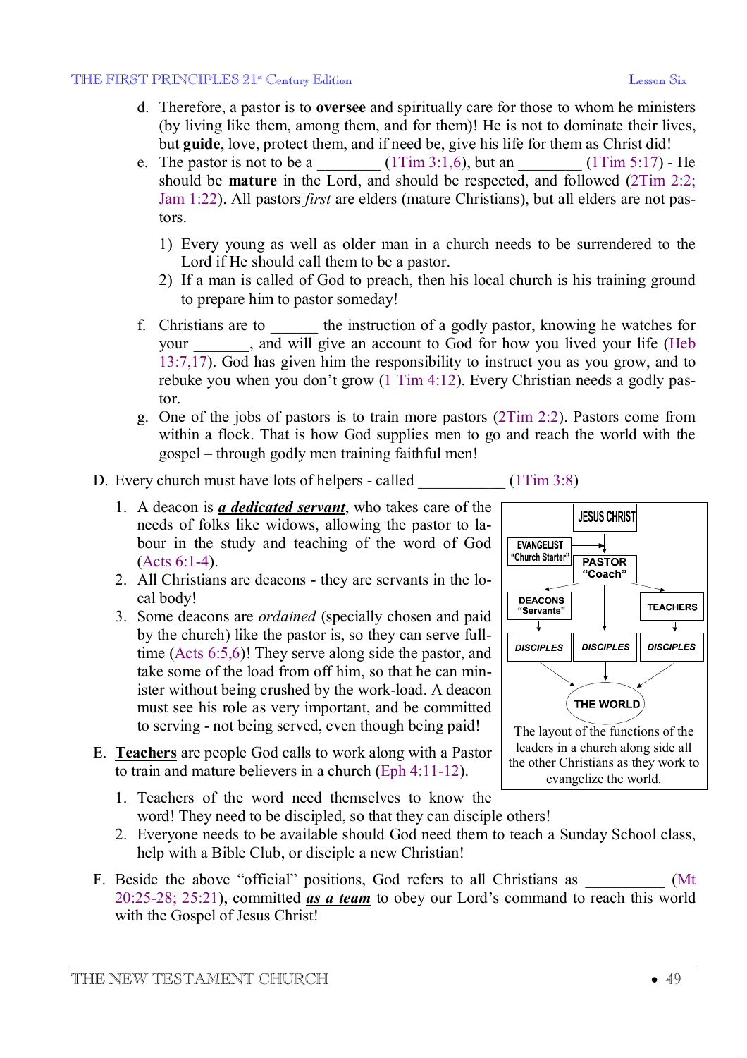d. Therefore, a pastor is to **oversee** and spiritually care for those to whom he ministers (by living like them, among them, and for them)! He is not to dominate their lives, but **guide**, love, protect them, and if need be, give his life for them as Christ did!

e. The pastor is not to be a ________ (1Tim 3:1,6), but an ________ (1Tim 5:17) - He should be **mature** in the Lord, and should be respected, and followed (2Tim 2:2; Jam 1:22). All pastors *first* are elders (mature Christians), but all elders are not pastors.

   1) Every young as well as older man in a church needs to be surrendered to the Lord if He should call them to be a pastor.
   2) If a man is called of God to preach, then his local church is his training ground to prepare him to pastor someday!

f. Christians are to ______ the instruction of a godly pastor, knowing he watches for your _______, and will give an account to God for how you lived your life (Heb 13:7,17). God has given him the responsibility to instruct you as you grow, and to rebuke you when you don't grow (1 Tim 4:12). Every Christian needs a godly pastor.

g. One of the jobs of pastors is to train more pastors (2Tim 2:2). Pastors come from within a flock. That is how God supplies men to go and reach the world with the gospel – through godly men training faithful men!

D. Every church must have lots of helpers - called ___________ (1Tim 3:8)

1. A deacon is ***a dedicated servant***, who takes care of the needs of folks like widows, allowing the pastor to labour in the study and teaching of the word of God (Acts 6:1-4).
2. All Christians are deacons - they are servants in the local body!
3. Some deacons are *ordained* (specially chosen and paid by the church) like the pastor is, so they can serve full-time (Acts 6:5,6)! They serve along side the pastor, and take some of the load from off him, so that he can minister without being crushed by the work-load. A deacon must see his role as very important, and be committed to serving - not being served, even though being paid!

JESUS CHRIST → PASTOR "Coach" ← EVANGELIST "Church Starter"; PASTOR → DEACONS "Servants", DISCIPLES, TEACHERS; DEACONS → DISCIPLES; TEACHERS → DISCIPLES; DISCIPLES → THE WORLD

The layout of the functions of the leaders in a church along side all the other Christians as they work to evangelize the world.

E. **Teachers** are people God calls to work along with a Pastor to train and mature believers in a church (Eph 4:11-12).

1. Teachers of the word need themselves to know the word! They need to be discipled, so that they can disciple others!
2. Everyone needs to be available should God need them to teach a Sunday School class, help with a Bible Club, or disciple a new Christian!

F. Beside the above "official" positions, God refers to all Christians as __________ (Mt 20:25-28; 25:21), committed ***as a team*** to obey our Lord's command to reach this world with the Gospel of Jesus Christ!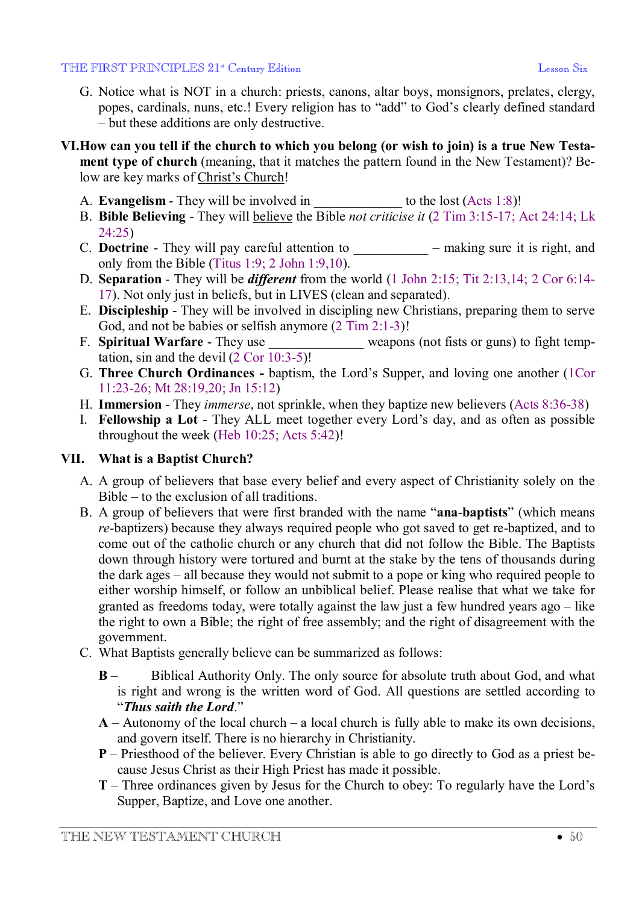G. Notice what is NOT in a church: priests, canons, altar boys, monsignors, prelates, clergy, popes, cardinals, nuns, etc.! Every religion has to "add" to God's clearly defined standard – but these additions are only destructive.

## VI. How can you tell if the church to which you belong (or wish to join) is a true New Testament type of church (meaning, that it matches the pattern found in the New Testament)? Below are key marks of Christ's Church!

A. **Evangelism** - They will be involved in _____________ to the lost (Acts 1:8)!
B. **Bible Believing** - They will believe the Bible *not criticise it* (2 Tim 3:15-17; Act 24:14; Lk 24:25)
C. **Doctrine** - They will pay careful attention to ___________ – making sure it is right, and only from the Bible (Titus 1:9; 2 John 1:9,10).
D. **Separation** - They will be ***different*** from the world (1 John 2:15; Tit 2:13,14; 2 Cor 6:14-17). Not only just in beliefs, but in LIVES (clean and separated).
E. **Discipleship** - They will be involved in discipling new Christians, preparing them to serve God, and not be babies or selfish anymore (2 Tim 2:1-3)!
F. **Spiritual Warfare** - They use ______________ weapons (not fists or guns) to fight temptation, sin and the devil (2 Cor 10:3-5)!
G. **Three Church Ordinances -** baptism, the Lord's Supper, and loving one another (1Cor 11:23-26; Mt 28:19,20; Jn 15:12)
H. **Immersion** - They *immerse*, not sprinkle, when they baptize new believers (Acts 8:36-38)
I. **Fellowship a Lot** - They ALL meet together every Lord's day, and as often as possible throughout the week (Heb 10:25; Acts 5:42)!

## VII. What is a Baptist Church?

A. A group of believers that base every belief and every aspect of Christianity solely on the Bible – to the exclusion of all traditions.
B. A group of believers that were first branded with the name "**ana-baptists**" (which means *re*-baptizers) because they always required people who got saved to get re-baptized, and to come out of the catholic church or any church that did not follow the Bible. The Baptists down through history were tortured and burnt at the stake by the tens of thousands during the dark ages – all because they would not submit to a pope or king who required people to either worship himself, or follow an unbiblical belief. Please realise that what we take for granted as freedoms today, were totally against the law just a few hundred years ago – like the right to own a Bible; the right of free assembly; and the right of disagreement with the government.
C. What Baptists generally believe can be summarized as follows:

**B** – Biblical Authority Only. The only source for absolute truth about God, and what is right and wrong is the written word of God. All questions are settled according to "***Thus saith the Lord***."

**A** – Autonomy of the local church – a local church is fully able to make its own decisions, and govern itself. There is no hierarchy in Christianity.

**P** – Priesthood of the believer. Every Christian is able to go directly to God as a priest because Jesus Christ as their High Priest has made it possible.

**T** – Three ordinances given by Jesus for the Church to obey: To regularly have the Lord's Supper, Baptize, and Love one another.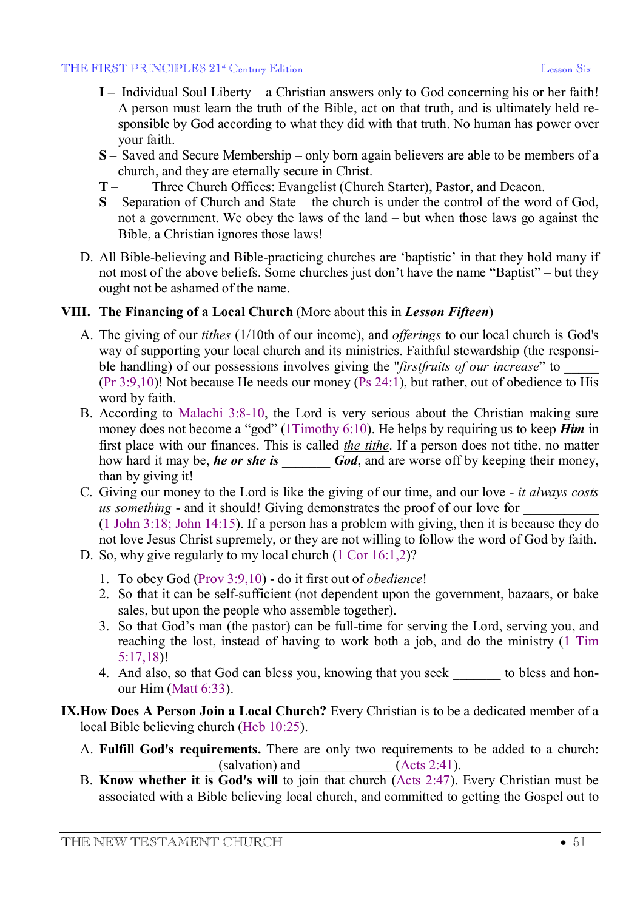**I –** Individual Soul Liberty – a Christian answers only to God concerning his or her faith! A person must learn the truth of the Bible, act on that truth, and is ultimately held responsible by God according to what they did with that truth. No human has power over your faith.

**S –** Saved and Secure Membership – only born again believers are able to be members of a church, and they are eternally secure in Christ.

**T –** Three Church Offices: Evangelist (Church Starter), Pastor, and Deacon.

**S –** Separation of Church and State – the church is under the control of the word of God, not a government. We obey the laws of the land – but when those laws go against the Bible, a Christian ignores those laws!

D. All Bible-believing and Bible-practicing churches are 'baptistic' in that they hold many if not most of the above beliefs. Some churches just don't have the name "Baptist" – but they ought not be ashamed of the name.

## VIII. The Financing of a Local Church (More about this in *Lesson Fifteen*)

A. The giving of our *tithes* (1/10th of our income), and *offerings* to our local church is God's way of supporting your local church and its ministries. Faithful stewardship (the responsible handling) of our possessions involves giving the "*firstfruits of our increase*" to _____ (Pr 3:9,10)! Not because He needs our money (Ps 24:1), but rather, out of obedience to His word by faith.

B. According to Malachi 3:8-10, the Lord is very serious about the Christian making sure money does not become a "god" (1Timothy 6:10). He helps by requiring us to keep ***Him*** in first place with our finances. This is called *the tithe*. If a person does not tithe, no matter how hard it may be, ***he or she is*** _______ ***God***, and are worse off by keeping their money, than by giving it!

C. Giving our money to the Lord is like the giving of our time, and our love - *it always costs us something* - and it should! Giving demonstrates the proof of our love for __________ (1 John 3:18; John 14:15). If a person has a problem with giving, then it is because they do not love Jesus Christ supremely, or they are not willing to follow the word of God by faith.

D. So, why give regularly to my local church (1 Cor 16:1,2)?

1. To obey God (Prov 3:9,10) - do it first out of *obedience*!
2. So that it can be self-sufficient (not dependent upon the government, bazaars, or bake sales, but upon the people who assemble together).
3. So that God's man (the pastor) can be full-time for serving the Lord, serving you, and reaching the lost, instead of having to work both a job, and do the ministry (1 Tim 5:17,18)!
4. And also, so that God can bless you, knowing that you seek _______ to bless and honour Him (Matt 6:33).

## IX. How Does A Person Join a Local Church?

Every Christian is to be a dedicated member of a local Bible believing church (Heb 10:25).

A. **Fulfill God's requirements.** There are only two requirements to be added to a church: ________________ (salvation) and ____________ (Acts 2:41).

B. **Know whether it is God's will** to join that church (Acts 2:47). Every Christian must be associated with a Bible believing local church, and committed to getting the Gospel out to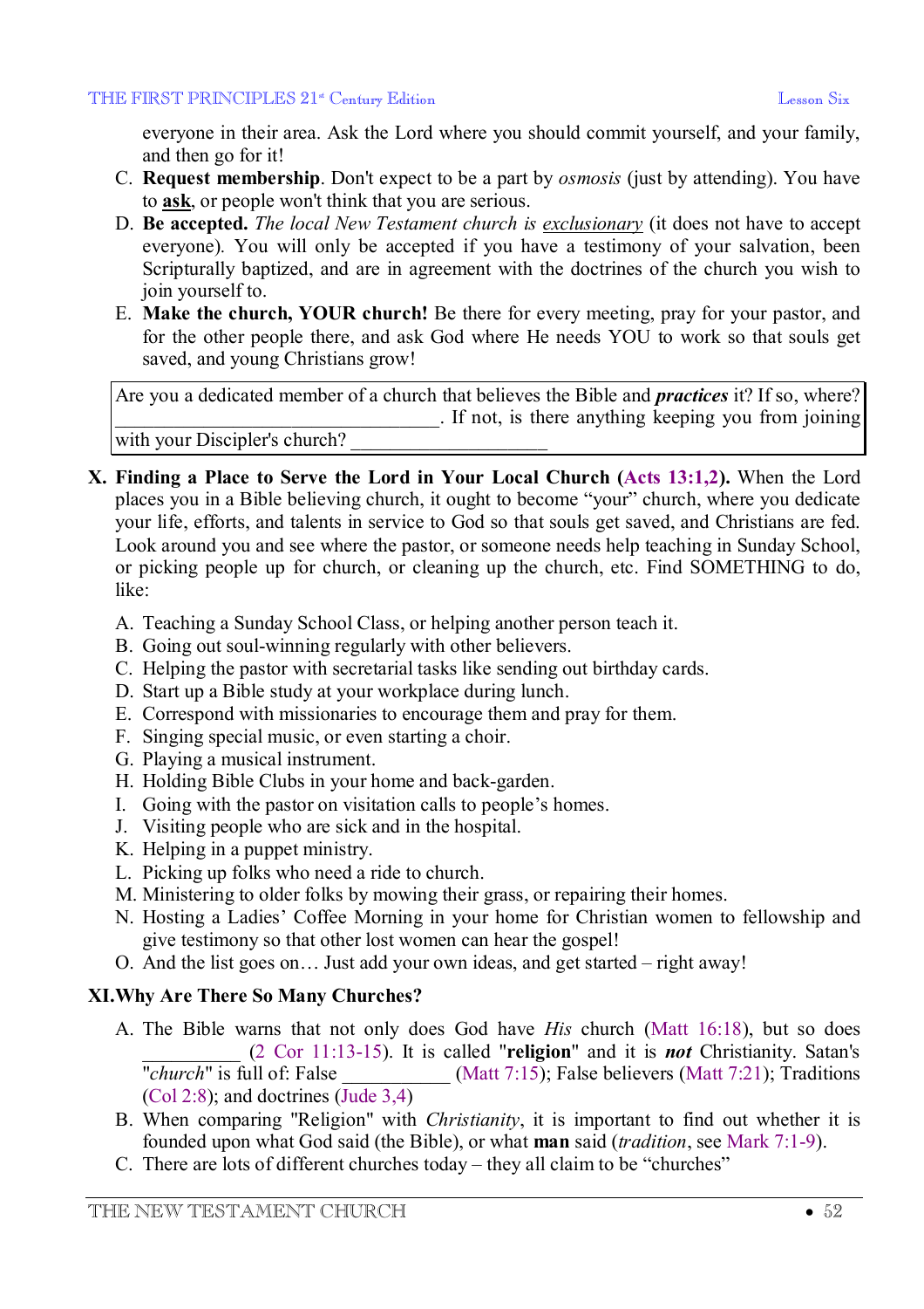everyone in their area. Ask the Lord where you should commit yourself, and your family, and then go for it!

C. **Request membership**. Don't expect to be a part by *osmosis* (just by attending). You have to **ask**, or people won't think that you are serious.
D. **Be accepted.** *The local New Testament church is exclusionary* (it does not have to accept everyone). You will only be accepted if you have a testimony of your salvation, been Scripturally baptized, and are in agreement with the doctrines of the church you wish to join yourself to.
E. **Make the church, YOUR church!** Be there for every meeting, pray for your pastor, and for the other people there, and ask God where He needs YOU to work so that souls get saved, and young Christians grow!

| Are you a dedicated member of a church that believes the Bible and ***practices*** it? If so, where? ________________________________. If not, is there anything keeping you from joining with your Discipler's church? ____________________ |
|---|

## X. Finding a Place to Serve the Lord in Your Local Church (Acts 13:1,2).

When the Lord places you in a Bible believing church, it ought to become "your" church, where you dedicate your life, efforts, and talents in service to God so that souls get saved, and Christians are fed. Look around you and see where the pastor, or someone needs help teaching in Sunday School, or picking people up for church, or cleaning up the church, etc. Find SOMETHING to do, like:

A. Teaching a Sunday School Class, or helping another person teach it.
B. Going out soul-winning regularly with other believers.
C. Helping the pastor with secretarial tasks like sending out birthday cards.
D. Start up a Bible study at your workplace during lunch.
E. Correspond with missionaries to encourage them and pray for them.
F. Singing special music, or even starting a choir.
G. Playing a musical instrument.
H. Holding Bible Clubs in your home and back-garden.
I. Going with the pastor on visitation calls to people's homes.
J. Visiting people who are sick and in the hospital.
K. Helping in a puppet ministry.
L. Picking up folks who need a ride to church.
M. Ministering to older folks by mowing their grass, or repairing their homes.
N. Hosting a Ladies' Coffee Morning in your home for Christian women to fellowship and give testimony so that other lost women can hear the gospel!
O. And the list goes on… Just add your own ideas, and get started – right away!

## XI. Why Are There So Many Churches?

A. The Bible warns that not only does God have *His* church (Matt 16:18), but so does __________ (2 Cor 11:13-15). It is called "**religion**" and it is ***not*** Christianity. Satan's "*church*" is full of: False ___________ (Matt 7:15); False believers (Matt 7:21); Traditions (Col 2:8); and doctrines (Jude 3,4)
B. When comparing "Religion" with *Christianity*, it is important to find out whether it is founded upon what God said (the Bible), or what **man** said (*tradition*, see Mark 7:1-9).
C. There are lots of different churches today – they all claim to be "churches"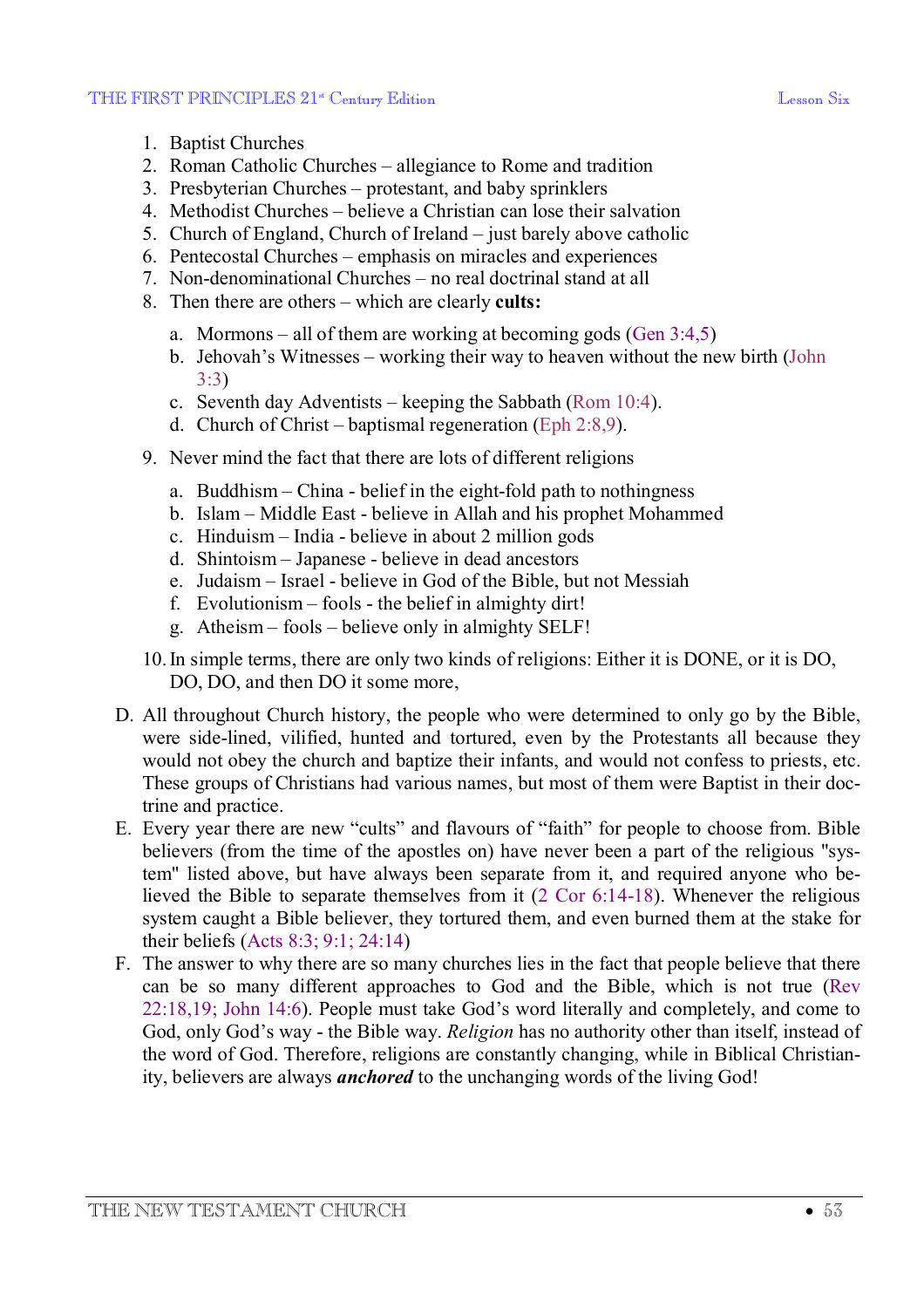1. Baptist Churches
2. Roman Catholic Churches – allegiance to Rome and tradition
3. Presbyterian Churches – protestant, and baby sprinklers
4. Methodist Churches – believe a Christian can lose their salvation
5. Church of England, Church of Ireland – just barely above catholic
6. Pentecostal Churches – emphasis on miracles and experiences
7. Non-denominational Churches – no real doctrinal stand at all
8. Then there are others – which are clearly **cults:**
   a. Mormons – all of them are working at becoming gods (Gen 3:4,5)
   b. Jehovah's Witnesses – working their way to heaven without the new birth (John 3:3)
   c. Seventh day Adventists – keeping the Sabbath (Rom 10:4).
   d. Church of Christ – baptismal regeneration (Eph 2:8,9).
9. Never mind the fact that there are lots of different religions
   a. Buddhism – China - belief in the eight-fold path to nothingness
   b. Islam – Middle East - believe in Allah and his prophet Mohammed
   c. Hinduism – India - believe in about 2 million gods
   d. Shintoism – Japanese - believe in dead ancestors
   e. Judaism – Israel - believe in God of the Bible, but not Messiah
   f. Evolutionism – fools - the belief in almighty dirt!
   g. Atheism – fools – believe only in almighty SELF!
10. In simple terms, there are only two kinds of religions: Either it is DONE, or it is DO, DO, DO, and then DO it some more,

D. All throughout Church history, the people who were determined to only go by the Bible, were side-lined, vilified, hunted and tortured, even by the Protestants all because they would not obey the church and baptize their infants, and would not confess to priests, etc. These groups of Christians had various names, but most of them were Baptist in their doctrine and practice.

E. Every year there are new "cults" and flavours of "faith" for people to choose from. Bible believers (from the time of the apostles on) have never been a part of the religious "system" listed above, but have always been separate from it, and required anyone who believed the Bible to separate themselves from it (2 Cor 6:14-18). Whenever the religious system caught a Bible believer, they tortured them, and even burned them at the stake for their beliefs (Acts 8:3; 9:1; 24:14)

F. The answer to why there are so many churches lies in the fact that people believe that there can be so many different approaches to God and the Bible, which is not true (Rev 22:18,19; John 14:6). People must take God's word literally and completely, and come to God, only God's way - the Bible way. *Religion* has no authority other than itself, instead of the word of God. Therefore, religions are constantly changing, while in Biblical Christianity, believers are always ***anchored*** to the unchanging words of the living God!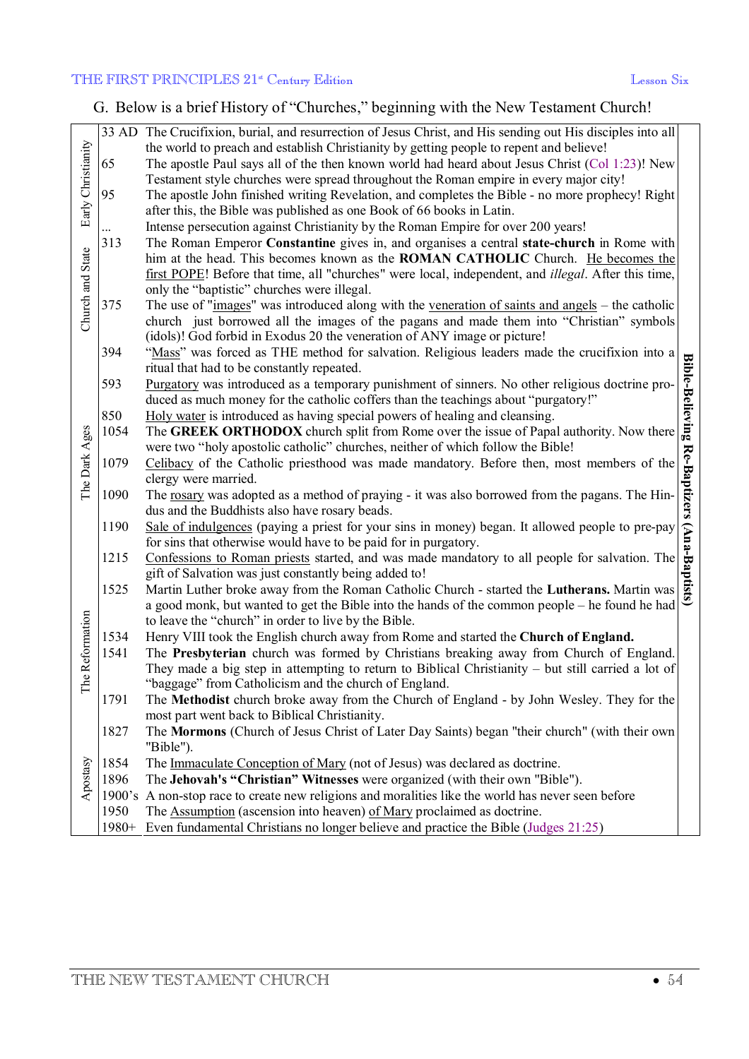G. Below is a brief History of "Churches," beginning with the New Testament Church!

| Period | Year | Event | |
|---|---|---|---|
| Early Christianity | 33 AD | The Crucifixion, burial, and resurrection of Jesus Christ, and His sending out His disciples into all the world to preach and establish Christianity by getting people to repent and believe! | Bible-Believing Re-Baptizers (Ana-Baptists) |
| | 65 | The apostle Paul says all of the then known world had heard about Jesus Christ (Col 1:23)! New Testament style churches were spread throughout the Roman empire in every major city! | |
| | 95 | The apostle John finished writing Revelation, and completes the Bible - no more prophecy! Right after this, the Bible was published as one Book of 66 books in Latin. | |
| | ... | Intense persecution against Christianity by the Roman Empire for over 200 years! | |
| Church and State | 313 | The Roman Emperor **Constantine** gives in, and organises a central **state-church** in Rome with him at the head. This becomes known as the **ROMAN CATHOLIC** Church. He becomes the first POPE! Before that time, all "churches" were local, independent, and *illegal*. After this time, only the "baptistic" churches were illegal. | |
| | 375 | The use of "images" was introduced along with the veneration of saints and angels – the catholic church just borrowed all the images of the pagans and made them into "Christian" symbols (idols)! God forbid in Exodus 20 the veneration of ANY image or picture! | |
| The Dark Ages | 394 | "Mass" was forced as THE method for salvation. Religious leaders made the crucifixion into a ritual that had to be constantly repeated. | |
| | 593 | Purgatory was introduced as a temporary punishment of sinners. No other religious doctrine produced as much money for the catholic coffers than the teachings about "purgatory!" | |
| | 850 | Holy water is introduced as having special powers of healing and cleansing. | |
| | 1054 | The **GREEK ORTHODOX** church split from Rome over the issue of Papal authority. Now there were two "holy apostolic catholic" churches, neither of which follow the Bible! | |
| | 1079 | Celibacy of the Catholic priesthood was made mandatory. Before then, most members of the clergy were married. | |
| | 1090 | The rosary was adopted as a method of praying - it was also borrowed from the pagans. The Hindus and the Buddhists also have rosary beads. | |
| | 1190 | Sale of indulgences (paying a priest for your sins in money) began. It allowed people to pre-pay for sins that otherwise would have to be paid for in purgatory. | |
| | 1215 | Confessions to Roman priests started, and was made mandatory to all people for salvation. The gift of Salvation was just constantly being added to! | |
| The Reformation | 1525 | Martin Luther broke away from the Roman Catholic Church - started the **Lutherans.** Martin was a good monk, but wanted to get the Bible into the hands of the common people – he found he had to leave the "church" in order to live by the Bible. | |
| | 1534 | Henry VIII took the English church away from Rome and started the **Church of England.** | |
| | 1541 | The **Presbyterian** church was formed by Christians breaking away from Church of England. They made a big step in attempting to return to Biblical Christianity – but still carried a lot of "baggage" from Catholicism and the church of England. | |
| | 1791 | The **Methodist** church broke away from the Church of England - by John Wesley. They for the most part went back to Biblical Christianity. | |
| | 1827 | The **Mormons** (Church of Jesus Christ of Later Day Saints) began "their church" (with their own "Bible"). | |
| Apostasy | 1854 | The Immaculate Conception of Mary (not of Jesus) was declared as doctrine. | |
| | 1896 | The **Jehovah's "Christian" Witnesses** were organized (with their own "Bible"). | |
| | 1900's | A non-stop race to create new religions and moralities like the world has never seen before | |
| | 1950 | The Assumption (ascension into heaven) of Mary proclaimed as doctrine. | |
| | 1980+ | Even fundamental Christians no longer believe and practice the Bible (Judges 21:25) | |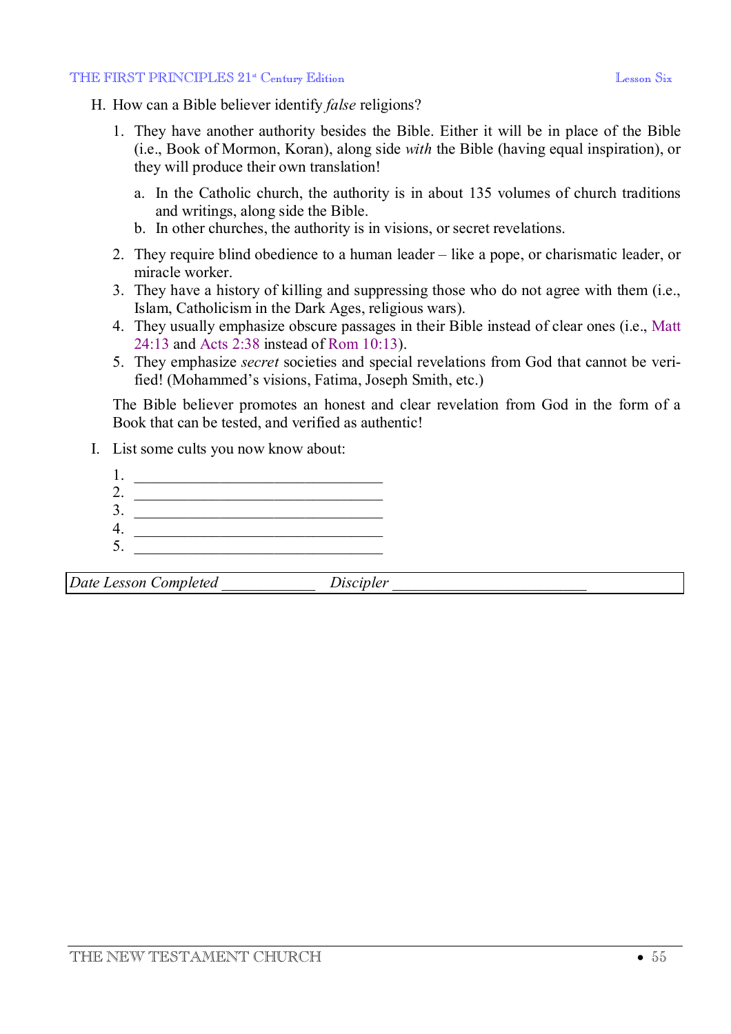H. How can a Bible believer identify *false* religions?

1. They have another authority besides the Bible. Either it will be in place of the Bible (i.e., Book of Mormon, Koran), along side *with* the Bible (having equal inspiration), or they will produce their own translation!
   a. In the Catholic church, the authority is in about 135 volumes of church traditions and writings, along side the Bible.
   b. In other churches, the authority is in visions, or secret revelations.
2. They require blind obedience to a human leader – like a pope, or charismatic leader, or miracle worker.
3. They have a history of killing and suppressing those who do not agree with them (i.e., Islam, Catholicism in the Dark Ages, religious wars).
4. They usually emphasize obscure passages in their Bible instead of clear ones (i.e., Matt 24:13 and Acts 2:38 instead of Rom 10:13).
5. They emphasize *secret* societies and special revelations from God that cannot be verified! (Mohammed's visions, Fatima, Joseph Smith, etc.)

The Bible believer promotes an honest and clear revelation from God in the form of a Book that can be tested, and verified as authentic!

I. List some cults you now know about:

1. ________________________________
2. ________________________________
3. ________________________________
4. ________________________________
5. ________________________________

*Date Lesson Completed* ____________ *Discipler* _________________________